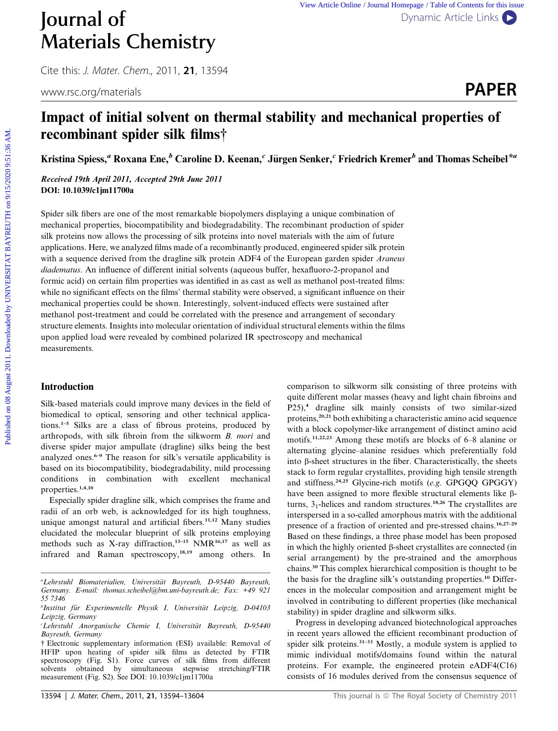# Impact of initial solvent on thermal stability and mechanical properties of recombinant spider silk films†

**Kristina Spiess,[a] Roxana Ene,[b] Caroline D. Keenan,[c] Jürgen Senker,[c] Friedrich Kremer[b] and Thomas Scheibel*[a]**

*Received 19th April 2011, Accepted 29th June 2011*
**DOI: 10.1039/c1jm11700a**

Spider silk fibers are one of the most remarkable biopolymers displaying a unique combination of mechanical properties, biocompatibility and biodegradability. The recombinant production of spider silk proteins now allows the processing of silk proteins into novel materials with the aim of future applications. Here, we analyzed films made of a recombinantly produced, engineered spider silk protein with a sequence derived from the dragline silk protein ADF4 of the European garden spider *Araneus diadematus*. An influence of different initial solvents (aqueous buffer, hexafluoro-2-propanol and formic acid) on certain film properties was identified in as cast as well as methanol post-treated films: while no significant effects on the films' thermal stability were observed, a significant influence on their mechanical properties could be shown. Interestingly, solvent-induced effects were sustained after methanol post-treatment and could be correlated with the presence and arrangement of secondary structure elements. Insights into molecular orientation of individual structural elements within the films upon applied load were revealed by combined polarized IR spectroscopy and mechanical measurements.

## Introduction

Silk-based materials could improve many devices in the field of biomedical to optical, sensoring and other technical applications.[1–5] Silks are a class of fibrous proteins, produced by arthropods, with silk fibroin from the silkworm *B. mori* and diverse spider major ampullate (dragline) silks being the best analyzed ones.[6–9] The reason for silk's versatile applicability is based on its biocompatibility, biodegradability, mild processing conditions in combination with excellent mechanical properties.[1,4,10]

Especially spider dragline silk, which comprises the frame and radii of an orb web, is acknowledged for its high toughness, unique amongst natural and artificial fibers.[11,12] Many studies elucidated the molecular blueprint of silk proteins employing methods such as X-ray diffraction,[13–15] NMR[16,17] as well as infrared and Raman spectroscopy,[18,19] among others. In comparison to silkworm silk consisting of three proteins with quite different molar masses (heavy and light chain fibroins and P25),[4] dragline silk mainly consists of two similar-sized proteins,[20,21] both exhibiting a characteristic amino acid sequence with a block copolymer-like arrangement of distinct amino acid motifs.[11,22,23] Among these motifs are blocks of 6–8 alanine or alternating glycine–alanine residues which preferentially fold into β-sheet structures in the fiber. Characteristically, the sheets stack to form regular crystallites, providing high tensile strength and stiffness.[24,25] Glycine-rich motifs (*e.g.* GPGQQ GPGGY) have been assigned to more flexible structural elements like β-turns, $3_1$-helices and random structures.[18,26] The crystallites are interspersed in a so-called amorphous matrix with the additional presence of a fraction of oriented and pre-stressed chains.[16,27–29] Based on these findings, a three phase model has been proposed in which the highly oriented β-sheet crystallites are connected (in serial arrangement) by the pre-strained and the amorphous chains.[30] This complex hierarchical composition is thought to be the basis for the dragline silk's outstanding properties.[10] Differences in the molecular composition and arrangement might be involved in contributing to different properties (like mechanical stability) in spider dragline and silkworm silks.

Progress in developing advanced biotechnological approaches in recent years allowed the efficient recombinant production of spider silk proteins.[31–33] Mostly, a module system is applied to mimic individual motifs/domains found within the natural proteins. For example, the engineered protein eADF4(C16) consists of 16 modules derived from the consensus sequence of

---

[a] Lehrstuhl Biomaterialien, Universität Bayreuth, D-95440 Bayreuth, Germany. E-mail: thomas.scheibel@bm.uni-bayreuth.de; Fax: +49 921 55 7346

[b] Institut für Experimentelle Physik I, Universität Leipzig, D-04103 Leipzig, Germany

[c] Lehrstuhl Anorganische Chemie I, Universität Bayreuth, D-95440 Bayreuth, Germany

† Electronic supplementary information (ESI) available: Removal of HFIP upon heating of spider silk films as detected by FTIR spectroscopy (Fig. S1). Force curves of silk films from different solvents obtained by simultaneous stepwise stretching/FTIR measurement (Fig. S2). See DOI: 10.1039/c1jm11700a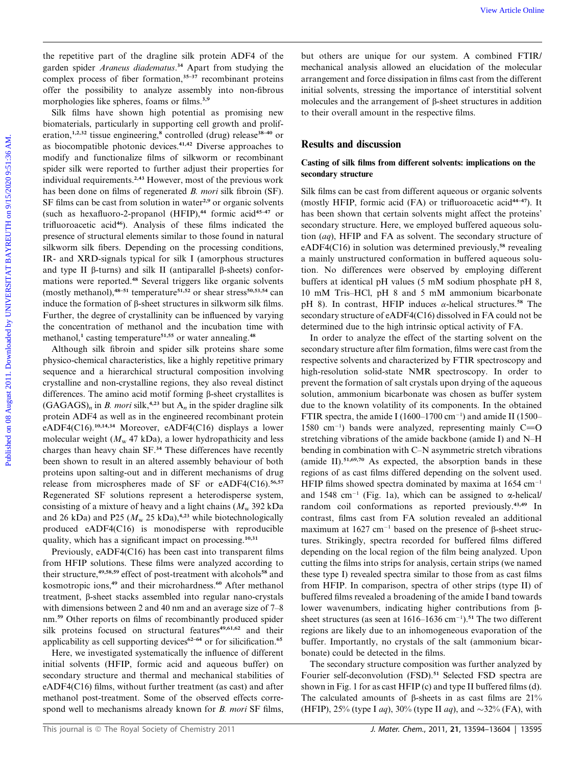the repetitive part of the dragline silk protein ADF4 of the garden spider *Araneus diadematus*.[34] Apart from studying the complex process of fiber formation,[35–37] recombinant proteins offer the possibility to analyze assembly into non-fibrous morphologies like spheres, foams or films.[3,9]

Silk films have shown high potential as promising new biomaterials, particularly in supporting cell growth and proliferation,[1,2,32] tissue engineering,[8] controlled (drug) release[38–40] or as biocompatible photonic devices.[41,42] Diverse approaches to modify and functionalize films of silkworm or recombinant spider silk were reported to further adjust their properties for individual requirements.[2,43] However, most of the previous work has been done on films of regenerated *B. mori* silk fibroin (SF). SF films can be cast from solution in water[2,9] or organic solvents (such as hexafluoro-2-propanol (HFIP),[44] formic acid[45–47] or trifluoroacetic acid[46]). Analysis of these films indicated the presence of structural elements similar to those found in natural silkworm silk fibers. Depending on the processing conditions, IR- and XRD-signals typical for silk I (amorphous structures and type II β-turns) and silk II (antiparallel β-sheets) conformations were reported.[48] Several triggers like organic solvents (mostly methanol),[48–51] temperature[51,52] or shear stress[50,53,54] can induce the formation of β-sheet structures in silkworm silk films. Further, the degree of crystallinity can be influenced by varying the concentration of methanol and the incubation time with methanol,[1] casting temperature[51,55] or water annealing.[48]

Although silk fibroin and spider silk proteins share some physico-chemical characteristics, like a highly repetitive primary sequence and a hierarchical structural composition involving crystalline and non-crystalline regions, they also reveal distinct differences. The amino acid motif forming β-sheet crystallites is $(GAGAGS)_n$ in *B. mori* silk,[4,23] but $A_n$ in the spider dragline silk protein ADF4 as well as in the engineered recombinant protein eADF4(C16).[10,14,34] Moreover, eADF4(C16) displays a lower molecular weight ($M_w$ 47 kDa), a lower hydropathicity and less charges than heavy chain SF.[34] These differences have recently been shown to result in an altered assembly behaviour of both proteins upon salting-out and in different mechanisms of drug release from microspheres made of SF or eADF4(C16).[56,57] Regenerated SF solutions represent a heterodisperse system, consisting of a mixture of heavy and a light chains ($M_w$ 392 kDa and 26 kDa) and P25 ($M_w$ 25 kDa),[4,23] while biotechnologically produced eADF4(C16) is monodisperse with reproducible quality, which has a significant impact on processing.[10,31]

Previously, eADF4(C16) has been cast into transparent films from HFIP solutions. These films were analyzed according to their structure,[49,58,59] effect of post-treatment with alcohols[58] and kosmotropic ions,[49] and their microhardness.[60] After methanol treatment, β-sheet stacks assembled into regular nano-crystals with dimensions between 2 and 40 nm and an average size of 7–8 nm.[59] Other reports on films of recombinantly produced spider silk proteins focused on structural features[49,61,62] and their applicability as cell supporting devices[62–64] or for silicification.[65]

Here, we investigated systematically the influence of different initial solvents (HFIP, formic acid and aqueous buffer) on secondary structure and thermal and mechanical stabilities of eADF4(C16) films, without further treatment (as cast) and after methanol post-treatment. Some of the observed effects correspond well to mechanisms already known for *B. mori* SF films, but others are unique for our system. A combined FTIR/mechanical analysis allowed an elucidation of the molecular arrangement and force dissipation in films cast from the different initial solvents, stressing the importance of interstitial solvent molecules and the arrangement of β-sheet structures in addition to their overall amount in the respective films.

## Results and discussion

### Casting of silk films from different solvents: implications on the secondary structure

Silk films can be cast from different aqueous or organic solvents (mostly HFIP, formic acid (FA) or trifluoroacetic acid[44–47]). It has been shown that certain solvents might affect the proteins' secondary structure. Here, we employed buffered aqueous solution (*aq*), HFIP and FA as solvent. The secondary structure of eADF4(C16) in solution was determined previously,[58] revealing a mainly unstructured conformation in buffered aqueous solution. No differences were observed by employing different buffers at identical pH values (5 mM sodium phosphate pH 8, 10 mM Tris–HCl, pH 8 and 5 mM ammonium bicarbonate pH 8). In contrast, HFIP induces α-helical structures.[58] The secondary structure of eADF4(C16) dissolved in FA could not be determined due to the high intrinsic optical activity of FA.

In order to analyze the effect of the starting solvent on the secondary structure after film formation, films were cast from the respective solvents and characterized by FTIR spectroscopy and high-resolution solid-state NMR spectroscopy. In order to prevent the formation of salt crystals upon drying of the aqueous solution, ammonium bicarbonate was chosen as buffer system due to the known volatility of its components. In the obtained FTIR spectra, the amide I (1600–1700 $cm^{-1}$) and amide II (1500–1580 $cm^{-1}$) bands were analyzed, representing mainly C=O stretching vibrations of the amide backbone (amide I) and N–H bending in combination with C–N asymmetric stretch vibrations (amide II).[51,69,70] As expected, the absorption bands in these regions of as cast films differed depending on the solvent used. HFIP films showed spectra dominated by maxima at 1654 $cm^{-1}$ and 1548 $cm^{-1}$ (Fig. 1a), which can be assigned to α-helical/random coil conformations as reported previously.[43,49] In contrast, films cast from FA solution revealed an additional maximum at 1627 $cm^{-1}$ based on the presence of β-sheet structures. Strikingly, spectra recorded for buffered films differed depending on the local region of the film being analyzed. Upon cutting the films into strips for analysis, certain strips (we named these type I) revealed spectra similar to those from as cast films from HFIP. In comparison, spectra of other strips (type II) of buffered films revealed a broadening of the amide I band towards lower wavenumbers, indicating higher contributions from β-sheet structures (as seen at 1616–1636 $cm^{-1}$).[51] The two different regions are likely due to an inhomogeneous evaporation of the buffer. Importantly, no crystals of the salt (ammonium bicarbonate) could be detected in the films.

The secondary structure composition was further analyzed by Fourier self-deconvolution (FSD).[51] Selected FSD spectra are shown in Fig. 1 for as cast HFIP (c) and type II buffered films (d). The calculated amounts of β-sheets in as cast films are 21% (HFIP), 25% (type I *aq*), 30% (type II *aq*), and ~32% (FA), with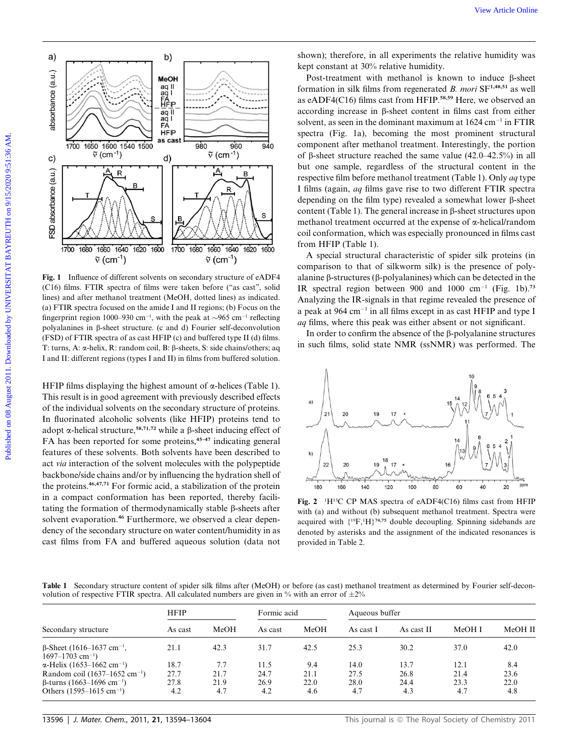Fig. 1 Influence of different solvents on secondary structure of eADF4 (C16) films. FTIR spectra of films were taken before ("as cast", solid lines) and after methanol treatment (MeOH, dotted lines) as indicated. (a) FTIR spectra focused on the amide I and II regions; (b) Focus on the fingerprint region 1000–930 $cm^{-1}$, with the peak at ~965 $cm^{-1}$ reflecting polyalanines in β-sheet structure. (c and d) Fourier self-deconvolution (FSD) of FTIR spectra of as cast HFIP (c) and buffered type II (d) films. T: turns, A: α-helix, R: random coil, B: β-sheets, S: side chains/others; aq I and II: different regions (types I and II) in films from buffered solution.

HFIP films displaying the highest amount of α-helices (Table 1). This result is in good agreement with previously described effects of the individual solvents on the secondary structure of proteins. In fluorinated alcoholic solvents (like HFIP) proteins tend to adopt α-helical structure,[58,71,72] while a β-sheet inducing effect of FA has been reported for some proteins,[45–47] indicating general features of these solvents. Both solvents have been described to act *via* interaction of the solvent molecules with the polypeptide backbone/side chains and/or by influencing the hydration shell of the proteins.[46,47,71] For formic acid, a stabilization of the protein in a compact conformation has been reported, thereby facilitating the formation of thermodynamically stable β-sheets after solvent evaporation.[46] Furthermore, we observed a clear dependency of the secondary structure on water content/humidity in as cast films from FA and buffered aqueous solution (data not shown); therefore, in all experiments the relative humidity was kept constant at 30% relative humidity.

Post-treatment with methanol is known to induce β-sheet formation in silk films from regenerated *B. mori* SF[1,48,51] as well as eADF4(C16) films cast from HFIP.[58,59] Here, we observed an according increase in β-sheet content in films cast from either solvent, as seen in the dominant maximum at 1624 $cm^{-1}$ in FTIR spectra (Fig. 1a), becoming the most prominent structural component after methanol treatment. Interestingly, the portion of β-sheet structure reached the same value (42.0–42.5%) in all but one sample, regardless of the structural content in the respective film before methanol treatment (Table 1). Only *aq* type I films (again, *aq* films gave rise to two different FTIR spectra depending on the film type) revealed a somewhat lower β-sheet content (Table 1). The general increase in β-sheet structures upon methanol treatment occurred at the expense of α-helical/random coil conformation, which was especially pronounced in films cast from HFIP (Table 1).

A special structural characteristic of spider silk proteins (in comparison to that of silkworm silk) is the presence of polyalanine β-structures (β-polyalanines) which can be detected in the IR spectral region between 900 and 1000 $cm^{-1}$ (Fig. 1b).[73] Analyzing the IR-signals in that regime revealed the presence of a peak at 964 $cm^{-1}$ in all films except in as cast HFIP and type I *aq* films, where this peak was either absent or not significant.

In order to confirm the absence of the β-polyalanine structures in such films, solid state NMR (ssNMR) was performed. The

Fig. 2 $^{1}H^{13}C$ CP MAS spectra of eADF4(C16) films cast from HFIP with (a) and without (b) subsequent methanol treatment. Spectra were acquired with $\{^{19}F,^{1}H\}$[74,75] double decoupling. Spinning sidebands are denoted by asterisks and the assignment of the indicated resonances is provided in Table 2.

Table 1 Secondary structure content of spider silk films after (MeOH) or before (as cast) methanol treatment as determined by Fourier self-deconvolution of respective FTIR spectra. All calculated numbers are given in % with an error of ±2%

| Secondary structure | HFIP | | Formic acid | | Aqueous buffer | | | |
|---|---|---|---|---|---|---|---|---|
| | As cast | MeOH | As cast | MeOH | As cast I | As cast II | MeOH I | MeOH II |
| β-Sheet (1616–1637 $cm^{-1}$, 1697–1703 $cm^{-1}$) | 21.1 | 42.3 | 31.7 | 42.5 | 25.3 | 30.2 | 37.0 | 42.0 |
| α-Helix (1653–1662 $cm^{-1}$) | 18.7 | 7.7 | 11.5 | 9.4 | 14.0 | 13.7 | 12.1 | 8.4 |
| Random coil (1637–1652 $cm^{-1}$) | 27.7 | 21.7 | 24.7 | 21.1 | 27.5 | 26.8 | 21.4 | 23.6 |
| β-turns (1663–1696 $cm^{-1}$) | 27.8 | 21.9 | 26.9 | 22.0 | 28.0 | 24.4 | 23.3 | 22.0 |
| Others (1595–1615 $cm^{-1}$) | 4.2 | 4.7 | 4.2 | 4.6 | 4.7 | 4.3 | 4.7 | 4.8 |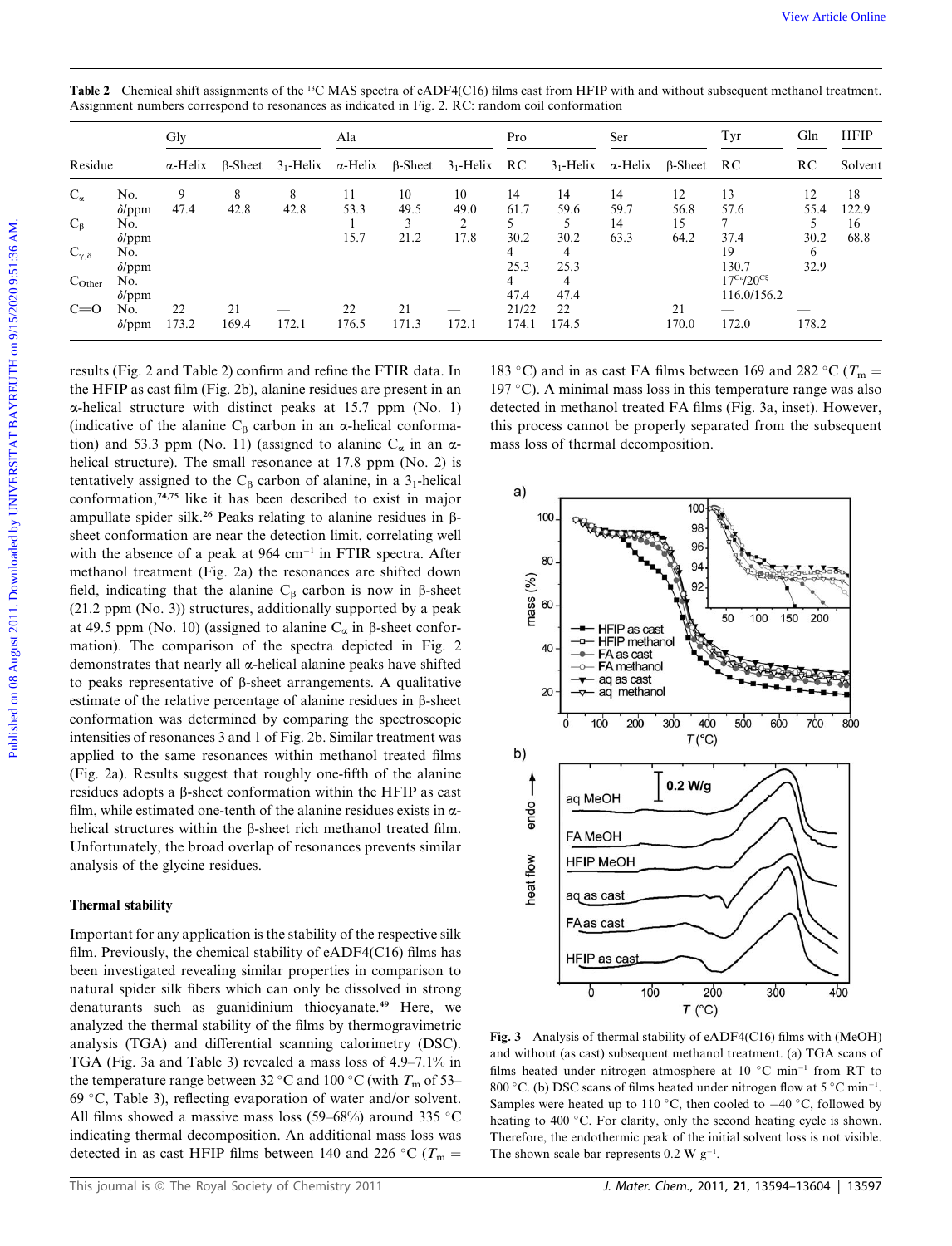**Table 2** Chemical shift assignments of the $^{13}C$ MAS spectra of eADF4(C16) films cast from HFIP with and without subsequent methanol treatment. Assignment numbers correspond to resonances as indicated in Fig. 2. RC: random coil conformation

| | | Gly | | | Ala | | | Pro | | Ser | | Tyr | Gln | HFIP |
|---|---|---|---|---|---|---|---|---|---|---|---|---|---|---|
| Residue | | α-Helix | β-Sheet | $3_1$-Helix | α-Helix | β-Sheet | $3_1$-Helix | RC | $3_1$-Helix | α-Helix | β-Sheet | RC | RC | Solvent |
| $C_\alpha$ | No. | 9 | 8 | 8 | 11 | 10 | 10 | 14 | 14 | 14 | 12 | 13 | 12 | 18 |
| | δ/ppm | 47.4 | 42.8 | 42.8 | 53.3 | 49.5 | 49.0 | 61.7 | 59.6 | 59.7 | 56.8 | 57.6 | 55.4 | 122.9 |
| $C_\beta$ | No. | | | | 1 | 3 | 2 | 5 | 5 | 14 | 15 | 7 | 5 | 16 |
| | δ/ppm | | | | 15.7 | 21.2 | 17.8 | 30.2 | 30.2 | 63.3 | 64.2 | 37.4 | 30.2 | 68.8 |
| $C_{\gamma,\delta}$ | No. | | | | | | | 4 | 4 | | | 19 | 6 | |
| | δ/ppm | | | | | | | 25.3 | 25.3 | | | 130.7 | 32.9 | |
| $C_{Other}$ | No. | | | | | | | 4 | 4 | | | $17^{C\varepsilon}/20^{C\zeta}$ | | |
| | δ/ppm | | | | | | | 47.4 | 47.4 | | | 116.0/156.2 | | |
| C=O | No. | 22 | 21 | — | 22 | 21 | — | 21/22 | 22 | | 21 | — | — | |
| | δ/ppm | 173.2 | 169.4 | 172.1 | 176.5 | 171.3 | 172.1 | 174.1 | 174.5 | | 170.0 | 172.0 | 178.2 | |

results (Fig. 2 and Table 2) confirm and refine the FTIR data. In the HFIP as cast film (Fig. 2b), alanine residues are present in an α-helical structure with distinct peaks at 15.7 ppm (No. 1) (indicative of the alanine $C_\beta$ carbon in an α-helical conformation) and 53.3 ppm (No. 11) (assigned to alanine $C_\alpha$ in an α-helical structure). The small resonance at 17.8 ppm (No. 2) is tentatively assigned to the $C_\beta$ carbon of alanine, in a $3_1$-helical conformation,[74,75] like it has been described to exist in major ampullate spider silk.[26] Peaks relating to alanine residues in β-sheet conformation are near the detection limit, correlating well with the absence of a peak at 964 $cm^{-1}$ in FTIR spectra. After methanol treatment (Fig. 2a) the resonances are shifted down field, indicating that the alanine $C_\beta$ carbon is now in β-sheet (21.2 ppm (No. 3)) structures, additionally supported by a peak at 49.5 ppm (No. 10) (assigned to alanine $C_\alpha$ in β-sheet conformation). The comparison of the spectra depicted in Fig. 2 demonstrates that nearly all α-helical alanine peaks have shifted to peaks representative of β-sheet arrangements. A qualitative estimate of the relative percentage of alanine residues in β-sheet conformation was determined by comparing the spectroscopic intensities of resonances 3 and 1 of Fig. 2b. Similar treatment was applied to the same resonances within methanol treated films (Fig. 2a). Results suggest that roughly one-fifth of the alanine residues adopts a β-sheet conformation within the HFIP as cast film, while estimated one-tenth of the alanine residues exists in α-helical structures within the β-sheet rich methanol treated film. Unfortunately, the broad overlap of resonances prevents similar analysis of the glycine residues.

## Thermal stability

Important for any application is the stability of the respective silk film. Previously, the chemical stability of eADF4(C16) films has been investigated revealing similar properties in comparison to natural spider silk fibers which can only be dissolved in strong denaturants such as guanidinium thiocyanate.[49] Here, we analyzed the thermal stability of the films by thermogravimetric analysis (TGA) and differential scanning calorimetry (DSC). TGA (Fig. 3a and Table 3) revealed a mass loss of 4.9–7.1% in the temperature range between 32 °C and 100 °C (with $T_m$ of 53–69 °C, Table 3), reflecting evaporation of water and/or solvent. All films showed a massive mass loss (59–68%) around 335 °C indicating thermal decomposition. An additional mass loss was detected in as cast HFIP films between 140 and 226 °C ($T_m$ = 183 °C) and in as cast FA films between 169 and 282 °C ($T_m$ = 197 °C). A minimal mass loss in this temperature range was also detected in methanol treated FA films (Fig. 3a, inset). However, this process cannot be properly separated from the subsequent mass loss of thermal decomposition.

**Fig. 3** Analysis of thermal stability of eADF4(C16) films with (MeOH) and without (as cast) subsequent methanol treatment. (a) TGA scans of films heated under nitrogen atmosphere at 10 °C $min^{-1}$ from RT to 800 °C. (b) DSC scans of films heated under nitrogen flow at 5 °C $min^{-1}$. Samples were heated up to 110 °C, then cooled to −40 °C, followed by heating to 400 °C. For clarity, only the second heating cycle is shown. Therefore, the endothermic peak of the initial solvent loss is not visible. The shown scale bar represents 0.2 W $g^{-1}$.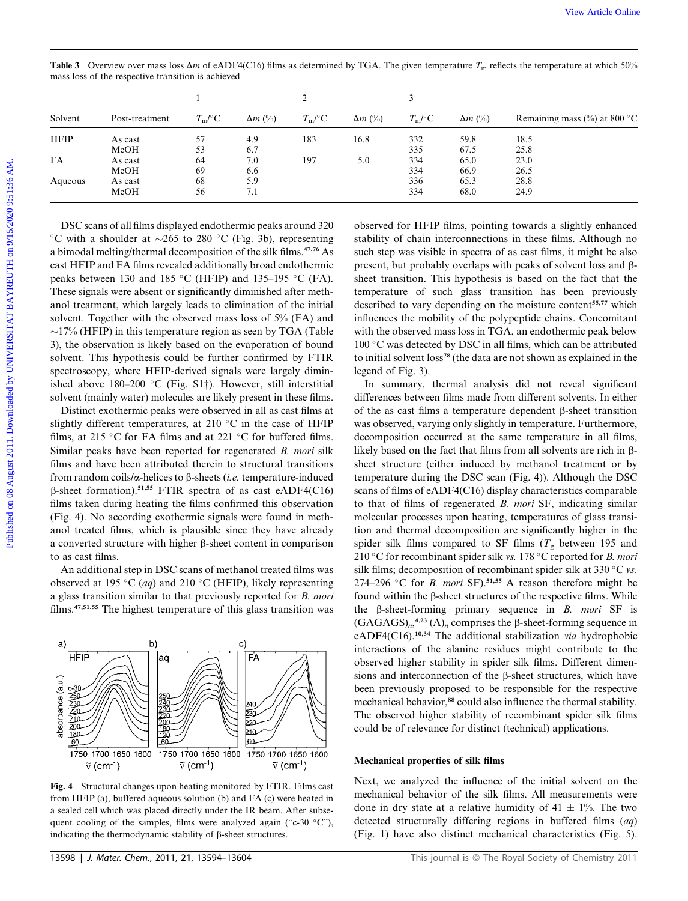**Table 3** Overview over mass loss $\Delta m$ of eADF4(C16) films as determined by TGA. The given temperature $T_m$ reflects the temperature at which 50% mass loss of the respective transition is achieved

| | | 1 | | 2 | | 3 | | |
|---|---|---|---|---|---|---|---|---|
| Solvent | Post-treatment | $T_m$/°C | $\Delta m$ (%) | $T_m$/°C | $\Delta m$ (%) | $T_m$/°C | $\Delta m$ (%) | Remaining mass (%) at 800 °C |
| HFIP | As cast | 57 | 4.9 | 183 | 16.8 | 332 | 59.8 | 18.5 |
| | MeOH | 53 | 6.7 | | | 335 | 67.5 | 25.8 |
| FA | As cast | 64 | 7.0 | 197 | 5.0 | 334 | 65.0 | 23.0 |
| | MeOH | 69 | 6.6 | | | 334 | 66.9 | 26.5 |
| Aqueous | As cast | 68 | 5.9 | | | 336 | 65.3 | 28.8 |
| | MeOH | 56 | 7.1 | | | 334 | 68.0 | 24.9 |

DSC scans of all films displayed endothermic peaks around 320 °C with a shoulder at ~265 to 280 °C (Fig. 3b), representing a bimodal melting/thermal decomposition of the silk films.[47,76] As cast HFIP and FA films revealed additionally broad endothermic peaks between 130 and 185 °C (HFIP) and 135–195 °C (FA). These signals were absent or significantly diminished after methanol treatment, which largely leads to elimination of the initial solvent. Together with the observed mass loss of 5% (FA) and ~17% (HFIP) in this temperature region as seen by TGA (Table 3), the observation is likely based on the evaporation of bound solvent. This hypothesis could be further confirmed by FTIR spectroscopy, where HFIP-derived signals were largely diminished above 180–200 °C (Fig. S1†). However, still interstitial solvent (mainly water) molecules are likely present in these films.

Distinct exothermic peaks were observed in all as cast films at slightly different temperatures, at 210 °C in the case of HFIP films, at 215 °C for FA films and at 221 °C for buffered films. Similar peaks have been reported for regenerated *B. mori* silk films and have been attributed therein to structural transitions from random coils/α-helices to β-sheets (*i.e.* temperature-induced β-sheet formation).[51,55] FTIR spectra of as cast eADF4(C16) films taken during heating the films confirmed this observation (Fig. 4). No according exothermic signals were found in methanol treated films, which is plausible since they have already a converted structure with higher β-sheet content in comparison to as cast films.

An additional step in DSC scans of methanol treated films was observed at 195 °C (*aq*) and 210 °C (HFIP), likely representing a glass transition similar to that previously reported for *B. mori* films.[47,51,55] The highest temperature of this glass transition was observed for HFIP films, pointing towards a slightly enhanced stability of chain interconnections in these films. Although no such step was visible in spectra of as cast films, it might be also present, but probably overlaps with peaks of solvent loss and β-sheet transition. This hypothesis is based on the fact that the temperature of such glass transition has been previously described to vary depending on the moisture content[55,77] which influences the mobility of the polypeptide chains. Concomitant with the observed mass loss in TGA, an endothermic peak below 100 °C was detected by DSC in all films, which can be attributed to initial solvent loss[78] (the data are not shown as explained in the legend of Fig. 3).

**Fig. 4** Structural changes upon heating monitored by FTIR. Films cast from HFIP (a), buffered aqueous solution (b) and FA (c) were heated in a sealed cell which was placed directly under the IR beam. After subsequent cooling of the samples, films were analyzed again ("c-30 °C"), indicating the thermodynamic stability of β-sheet structures.

In summary, thermal analysis did not reveal significant differences between films made from different solvents. In either of the as cast films a temperature dependent β-sheet transition was observed, varying only slightly in temperature. Furthermore, decomposition occurred at the same temperature in all films, likely based on the fact that films from all solvents are rich in β-sheet structure (either induced by methanol treatment or by temperature during the DSC scan (Fig. 4)). Although the DSC scans of films of eADF4(C16) display characteristics comparable to that of films of regenerated *B. mori* SF, indicating similar molecular processes upon heating, temperatures of glass transition and thermal decomposition are significantly higher in the spider silk films compared to SF films ($T_g$ between 195 and 210 °C for recombinant spider silk *vs.* 178 °C reported for *B. mori* silk films; decomposition of recombinant spider silk at 330 °C *vs.* 274–296 °C for *B. mori* SF).[51,55] A reason therefore might be found within the β-sheet structures of the respective films. While the β-sheet-forming primary sequence in *B. mori* SF is $(GAGAGS)_n$,[4,23] $(A)_n$ comprises the β-sheet-forming sequence in eADF4(C16).[10,34] The additional stabilization *via* hydrophobic interactions of the alanine residues might contribute to the observed higher stability in spider silk films. Different dimensions and interconnection of the β-sheet structures, which have been previously proposed to be responsible for the respective mechanical behavior,[88] could also influence the thermal stability. The observed higher stability of recombinant spider silk films could be of relevance for distinct (technical) applications.

### Mechanical properties of silk films

Next, we analyzed the influence of the initial solvent on the mechanical behavior of the silk films. All measurements were done in dry state at a relative humidity of 41 ± 1%. The two detected structurally differing regions in buffered films (*aq*) (Fig. 1) have also distinct mechanical characteristics (Fig. 5).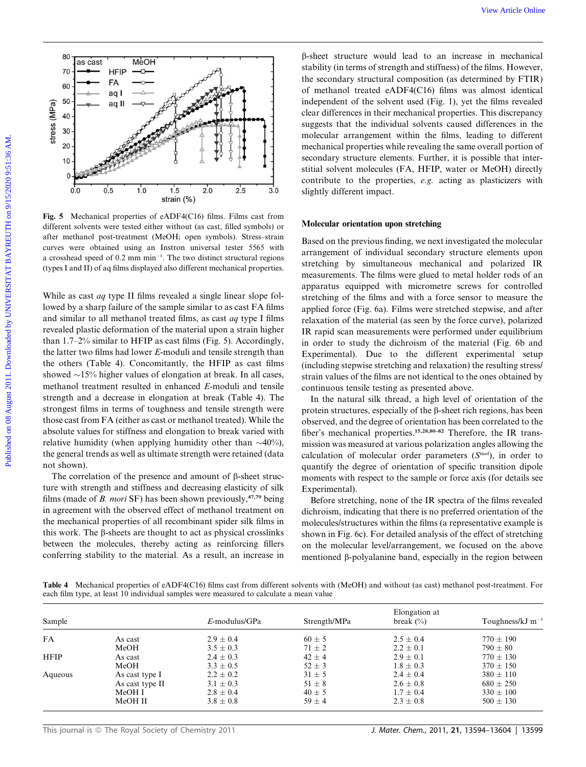Fig. 5 Mechanical properties of eADF4(C16) films. Films cast from different solvents were tested either without (as cast, filled symbols) or after methanol post-treatment (MeOH; open symbols). Stress–strain curves were obtained using an Instron universal tester 5565 with a crosshead speed of 0.2 mm min$^{-1}$. The two distinct structural regions (types I and II) of aq films displayed also different mechanical properties.

While as cast *aq* type II films revealed a single linear slope followed by a sharp failure of the sample similar to as cast FA films and similar to all methanol treated films, as cast *aq* type I films revealed plastic deformation of the material upon a strain higher than 1.7–2% similar to HFIP as cast films (Fig. 5). Accordingly, the latter two films had lower *E*-moduli and tensile strength than the others (Table 4). Concomitantly, the HFIP as cast films showed ~15% higher values of elongation at break. In all cases, methanol treatment resulted in enhanced *E*-moduli and tensile strength and a decrease in elongation at break (Table 4). The strongest films in terms of toughness and tensile strength were those cast from FA (either as cast or methanol treated). While the absolute values for stiffness and elongation to break varied with relative humidity (when applying humidity other than ~40%), the general trends as well as ultimate strength were retained (data not shown).

The correlation of the presence and amount of β-sheet structure with strength and stiffness and decreasing elasticity of silk films (made of *B. mori* SF) has been shown previously,[47,79] being in agreement with the observed effect of methanol treatment on the mechanical properties of all recombinant spider silk films in this work. The β-sheets are thought to act as physical crosslinks between the molecules, thereby acting as reinforcing fillers conferring stability to the material. As a result, an increase in β-sheet structure would lead to an increase in mechanical stability (in terms of strength and stiffness) of the films. However, the secondary structural composition (as determined by FTIR) of methanol treated eADF4(C16) films was almost identical independent of the solvent used (Fig. 1), yet the films revealed clear differences in their mechanical properties. This discrepancy suggests that the individual solvents caused differences in the molecular arrangement within the films, leading to different mechanical properties while revealing the same overall portion of secondary structure elements. Further, it is possible that interstitial solvent molecules (FA, HFIP, water or MeOH) directly contribute to the properties, *e.g.* acting as plasticizers with slightly different impact.

### Molecular orientation upon stretching

Based on the previous finding, we next investigated the molecular arrangement of individual secondary structure elements upon stretching by simultaneous mechanical and polarized IR measurements. The films were glued to metal holder rods of an apparatus equipped with micrometre screws for controlled stretching of the films and with a force sensor to measure the applied force (Fig. 6a). Films were stretched stepwise, and after relaxation of the material (as seen by the force curve), polarized IR rapid scan measurements were performed under equilibrium in order to study the dichroism of the material (Fig. 6b and Experimental). Due to the different experimental setup (including stepwise stretching and relaxation) the resulting stress/strain values of the films are not identical to the ones obtained by continuous tensile testing as presented above.

In the natural silk thread, a high level of orientation of the protein structures, especially of the β-sheet rich regions, has been observed, and the degree of orientation has been correlated to the fiber's mechanical properties.[15,28,80–82] Therefore, the IR transmission was measured at various polarization angles allowing the calculation of molecular order parameters ($S^{mol}$), in order to quantify the degree of orientation of specific transition dipole moments with respect to the sample or force axis (for details see Experimental).

Before stretching, none of the IR spectra of the films revealed dichroism, indicating that there is no preferred orientation of the molecules/structures within the films (a representative example is shown in Fig. 6c). For detailed analysis of the effect of stretching on the molecular level/arrangement, we focused on the above mentioned β-polyalanine band, especially in the region between

Table 4 Mechanical properties of eADF4(C16) films cast from different solvents with (MeOH) and without (as cast) methanol post-treatment. For each film type, at least 10 individual samples were measured to calculate a mean value

| Sample | | *E*-modulus/GPa | Strength/MPa | Elongation at break (%) | Toughness/kJ m$^{-3}$ |
|---|---|---|---|---|---|
| FA | As cast | 2.9 ± 0.4 | 60 ± 5 | 2.5 ± 0.4 | 770 ± 190 |
| | MeOH | 3.5 ± 0.3 | 71 ± 2 | 2.2 ± 0.1 | 790 ± 80 |
| HFIP | As cast | 2.4 ± 0.3 | 42 ± 4 | 2.9 ± 0.1 | 770 ± 130 |
| | MeOH | 3.3 ± 0.5 | 52 ± 3 | 1.8 ± 0.3 | 370 ± 150 |
| Aqueous | As cast type I | 2.2 ± 0.2 | 31 ± 5 | 2.4 ± 0.4 | 380 ± 110 |
| | As cast type II | 3.1 ± 0.3 | 51 ± 8 | 2.6 ± 0.8 | 680 ± 250 |
| | MeOH I | 2.8 ± 0.4 | 40 ± 5 | 1.7 ± 0.4 | 330 ± 100 |
| | MeOH II | 3.8 ± 0.8 | 59 ± 4 | 2.3 ± 0.8 | 500 ± 130 |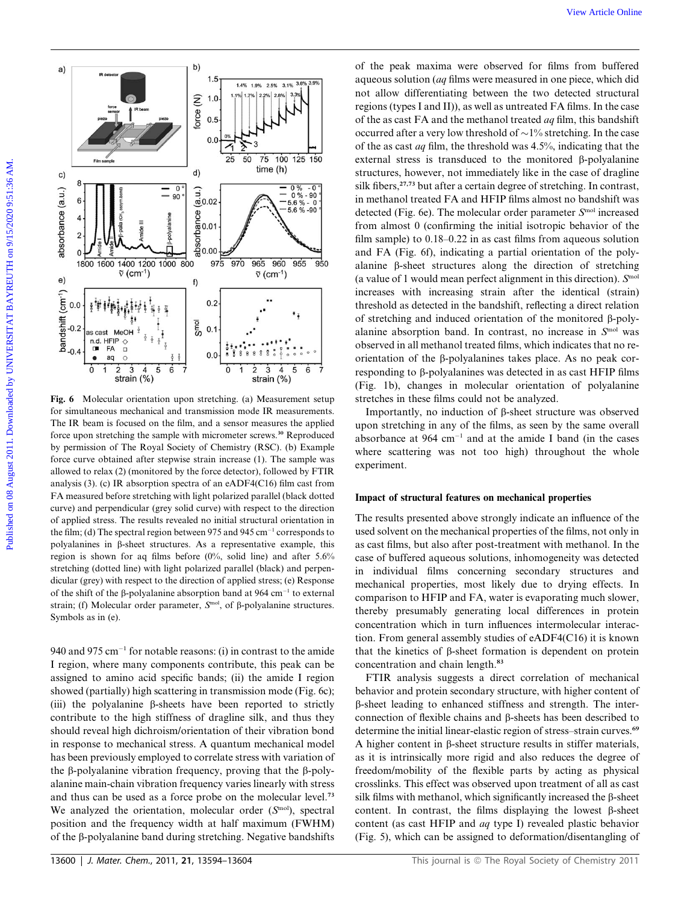Fig. 6 Molecular orientation upon stretching. (a) Measurement setup for simultaneous mechanical and transmission mode IR measurements. The IR beam is focused on the film, and a sensor measures the applied force upon stretching the sample with micrometer screws.[30] Reproduced by permission of The Royal Society of Chemistry (RSC). (b) Example force curve obtained after stepwise strain increase (1). The sample was allowed to relax (2) (monitored by the force detector), followed by FTIR analysis (3). (c) IR absorption spectra of an eADF4(C16) film cast from FA measured before stretching with light polarized parallel (black dotted curve) and perpendicular (grey solid curve) with respect to the direction of applied stress. The results revealed no initial structural orientation in the film; (d) The spectral region between 975 and 945 cm$^{-1}$ corresponds to polyalanines in β-sheet structures. As a representative example, this region is shown for aq films before (0%, solid line) and after 5.6% stretching (dotted line) with light polarized parallel (black) and perpendicular (grey) with respect to the direction of applied stress; (e) Response of the shift of the β-polyalanine absorption band at 964 cm$^{-1}$ to external strain; (f) Molecular order parameter, $S^{mol}$, of β-polyalanine structures. Symbols as in (e).

940 and 975 cm$^{-1}$ for notable reasons: (i) in contrast to the amide I region, where many components contribute, this peak can be assigned to amino acid specific bands; (ii) the amide I region showed (partially) high scattering in transmission mode (Fig. 6c); (iii) the polyalanine β-sheets have been reported to strictly contribute to the high stiffness of dragline silk, and thus they should reveal high dichroism/orientation of their vibration bond in response to mechanical stress. A quantum mechanical model has been previously employed to correlate stress with variation of the β-polyalanine vibration frequency, proving that the β-polyalanine main-chain vibration frequency varies linearly with stress and thus can be used as a force probe on the molecular level.[73] We analyzed the orientation, molecular order ($S^{mol}$), spectral position and the frequency width at half maximum (FWHM) of the β-polyalanine band during stretching. Negative bandshifts of the peak maxima were observed for films from buffered aqueous solution (*aq* films were measured in one piece, which did not allow differentiating between the two detected structural regions (types I and II)), as well as untreated FA films. In the case of the as cast FA and the methanol treated *aq* film, this bandshift occurred after a very low threshold of ~1% stretching. In the case of the as cast *aq* film, the threshold was 4.5%, indicating that the external stress is transduced to the monitored β-polyalanine structures, however, not immediately like in the case of dragline silk fibers,[27,73] but after a certain degree of stretching. In contrast, in methanol treated FA and HFIP films almost no bandshift was detected (Fig. 6e). The molecular order parameter $S^{mol}$ increased from almost 0 (confirming the initial isotropic behavior of the film sample) to 0.18–0.22 in as cast films from aqueous solution and FA (Fig. 6f), indicating a partial orientation of the polyalanine β-sheet structures along the direction of stretching (a value of 1 would mean perfect alignment in this direction). $S^{mol}$ increases with increasing strain after the identical (strain) threshold as detected in the bandshift, reflecting a direct relation of stretching and induced orientation of the monitored β-polyalanine absorption band. In contrast, no increase in $S^{mol}$ was observed in all methanol treated films, which indicates that no re-orientation of the β-polyalanines takes place. As no peak corresponding to β-polyalanines was detected in as cast HFIP films (Fig. 1b), changes in molecular orientation of polyalanine stretches in these films could not be analyzed.

Importantly, no induction of β-sheet structure was observed upon stretching in any of the films, as seen by the same overall absorbance at 964 cm$^{-1}$ and at the amide I band (in the cases where scattering was not too high) throughout the whole experiment.

## Impact of structural features on mechanical properties

The results presented above strongly indicate an influence of the used solvent on the mechanical properties of the films, not only in as cast films, but also after post-treatment with methanol. In the case of buffered aqueous solutions, inhomogeneity was detected in individual films concerning secondary structures and mechanical properties, most likely due to drying effects. In comparison to HFIP and FA, water is evaporating much slower, thereby presumably generating local differences in protein concentration which in turn influences intermolecular interaction. From general assembly studies of eADF4(C16) it is known that the kinetics of β-sheet formation is dependent on protein concentration and chain length.[83]

FTIR analysis suggests a direct correlation of mechanical behavior and protein secondary structure, with higher content of β-sheet leading to enhanced stiffness and strength. The interconnection of flexible chains and β-sheets has been described to determine the initial linear-elastic region of stress–strain curves.[69] A higher content in β-sheet structure results in stiffer materials, as it is intrinsically more rigid and also reduces the degree of freedom/mobility of the flexible parts by acting as physical crosslinks. This effect was observed upon treatment of all as cast silk films with methanol, which significantly increased the β-sheet content. In contrast, the films displaying the lowest β-sheet content (as cast HFIP and *aq* type I) revealed plastic behavior (Fig. 5), which can be assigned to deformation/disentangling of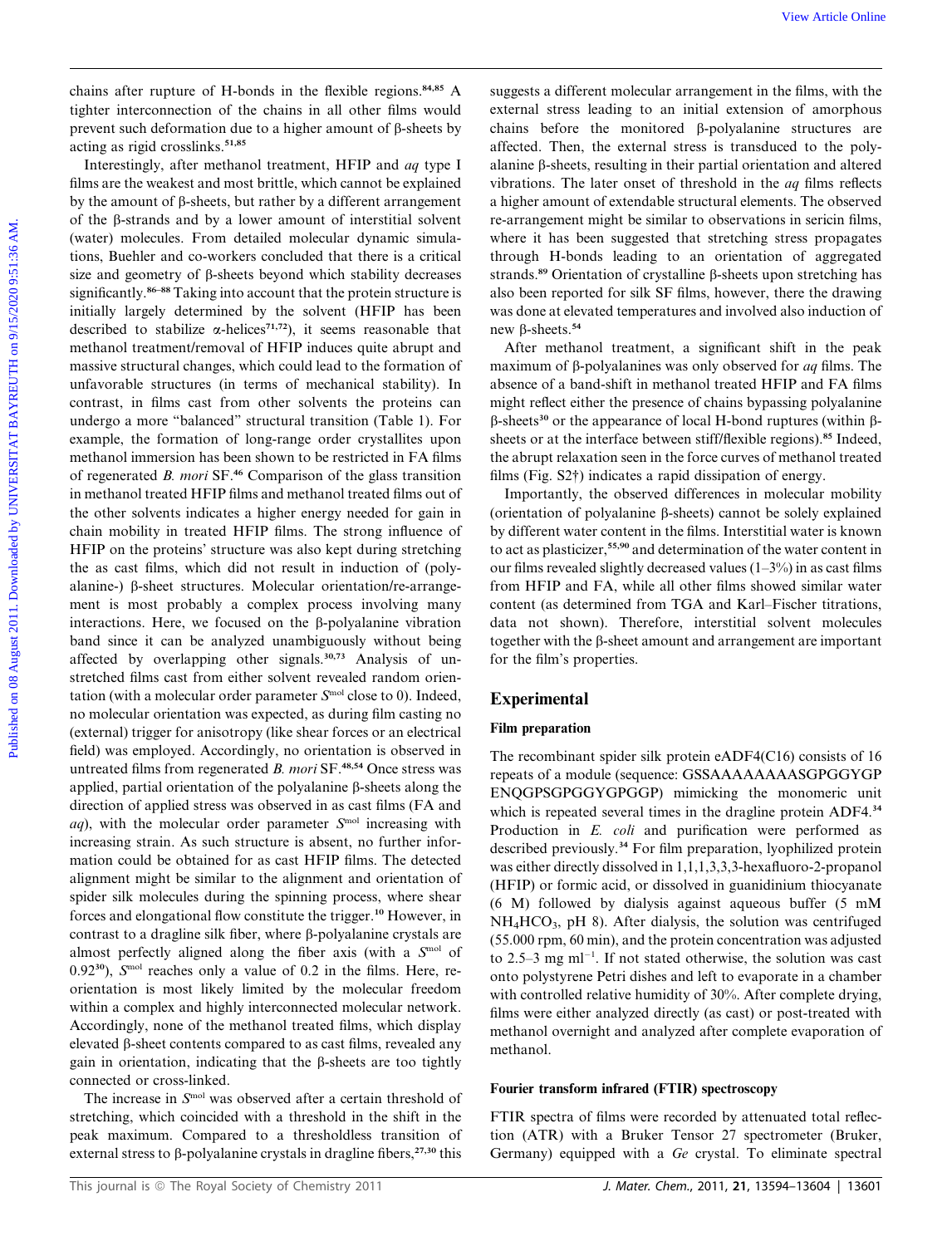chains after rupture of H-bonds in the flexible regions.[84,85] A tighter interconnection of the chains in all other films would prevent such deformation due to a higher amount of β-sheets by acting as rigid crosslinks.[51,85]

Interestingly, after methanol treatment, HFIP and *aq* type I films are the weakest and most brittle, which cannot be explained by the amount of β-sheets, but rather by a different arrangement of the β-strands and by a lower amount of interstitial solvent (water) molecules. From detailed molecular dynamic simulations, Buehler and co-workers concluded that there is a critical size and geometry of β-sheets beyond which stability decreases significantly.[86–88] Taking into account that the protein structure is initially largely determined by the solvent (HFIP has been described to stabilize α-helices[71,72]), it seems reasonable that methanol treatment/removal of HFIP induces quite abrupt and massive structural changes, which could lead to the formation of unfavorable structures (in terms of mechanical stability). In contrast, in films cast from other solvents the proteins can undergo a more "balanced" structural transition (Table 1). For example, the formation of long-range order crystallites upon methanol immersion has been shown to be restricted in FA films of regenerated *B. mori* SF.[46] Comparison of the glass transition in methanol treated HFIP films and methanol treated films out of the other solvents indicates a higher energy needed for gain in chain mobility in treated HFIP films. The strong influence of HFIP on the proteins' structure was also kept during stretching the as cast films, which did not result in induction of (polyalanine-) β-sheet structures. Molecular orientation/re-arrangement is most probably a complex process involving many interactions. Here, we focused on the β-polyalanine vibration band since it can be analyzed unambiguously without being affected by overlapping other signals.[30,73] Analysis of unstretched films cast from either solvent revealed random orientation (with a molecular order parameter $S^{mol}$ close to 0). Indeed, no molecular orientation was expected, as during film casting no (external) trigger for anisotropy (like shear forces or an electrical field) was employed. Accordingly, no orientation is observed in untreated films from regenerated *B. mori* SF.[48,54] Once stress was applied, partial orientation of the polyalanine β-sheets along the direction of applied stress was observed in as cast films (FA and *aq*), with the molecular order parameter $S^{mol}$ increasing with increasing strain. As such structure is absent, no further information could be obtained for as cast HFIP films. The detected alignment might be similar to the alignment and orientation of spider silk molecules during the spinning process, where shear forces and elongational flow constitute the trigger.[10] However, in contrast to a dragline silk fiber, where β-polyalanine crystals are almost perfectly aligned along the fiber axis (with a $S^{mol}$ of 0.92[30]), $S^{mol}$ reaches only a value of 0.2 in the films. Here, re-orientation is most likely limited by the molecular freedom within a complex and highly interconnected molecular network. Accordingly, none of the methanol treated films, which display elevated β-sheet contents compared to as cast films, revealed any gain in orientation, indicating that the β-sheets are too tightly connected or cross-linked.

The increase in $S^{mol}$ was observed after a certain threshold of stretching, which coincided with a threshold in the shift in the peak maximum. Compared to a thresholdless transition of external stress to β-polyalanine crystals in dragline fibers,[27,30] this suggests a different molecular arrangement in the films, with the external stress leading to an initial extension of amorphous chains before the monitored β-polyalanine structures are affected. Then, the external stress is transduced to the polyalanine β-sheets, resulting in their partial orientation and altered vibrations. The later onset of threshold in the *aq* films reflects a higher amount of extendable structural elements. The observed re-arrangement might be similar to observations in sericin films, where it has been suggested that stretching stress propagates through H-bonds leading to an orientation of aggregated strands.[89] Orientation of crystalline β-sheets upon stretching has also been reported for silk SF films, however, there the drawing was done at elevated temperatures and involved also induction of new β-sheets.[54]

After methanol treatment, a significant shift in the peak maximum of β-polyalanines was only observed for *aq* films. The absence of a band-shift in methanol treated HFIP and FA films might reflect either the presence of chains bypassing polyalanine β-sheets[30] or the appearance of local H-bond ruptures (within β-sheets or at the interface between stiff/flexible regions).[85] Indeed, the abrupt relaxation seen in the force curves of methanol treated films (Fig. S2†) indicates a rapid dissipation of energy.

Importantly, the observed differences in molecular mobility (orientation of polyalanine β-sheets) cannot be solely explained by different water content in the films. Interstitial water is known to act as plasticizer,[55,90] and determination of the water content in our films revealed slightly decreased values (1–3%) in as cast films from HFIP and FA, while all other films showed similar water content (as determined from TGA and Karl–Fischer titrations, data not shown). Therefore, interstitial solvent molecules together with the β-sheet amount and arrangement are important for the film's properties.

## Experimental

### Film preparation

The recombinant spider silk protein eADF4(C16) consists of 16 repeats of a module (sequence: GSSAAAAAAAASGPGGYGP ENQGPSGPGGYGPGGP) mimicking the monomeric unit which is repeated several times in the dragline protein ADF4.[34] Production in *E. coli* and purification were performed as described previously.[34] For film preparation, lyophilized protein was either directly dissolved in 1,1,1,3,3,3-hexafluoro-2-propanol (HFIP) or formic acid, or dissolved in guanidinium thiocyanate (6 M) followed by dialysis against aqueous buffer (5 mM $NH_4HCO_3$, pH 8). After dialysis, the solution was centrifuged (55.000 rpm, 60 min), and the protein concentration was adjusted to 2.5–3 mg ml$^{-1}$. If not stated otherwise, the solution was cast onto polystyrene Petri dishes and left to evaporate in a chamber with controlled relative humidity of 30%. After complete drying, films were either analyzed directly (as cast) or post-treated with methanol overnight and analyzed after complete evaporation of methanol.

### Fourier transform infrared (FTIR) spectroscopy

FTIR spectra of films were recorded by attenuated total reflection (ATR) with a Bruker Tensor 27 spectrometer (Bruker, Germany) equipped with a *Ge* crystal. To eliminate spectral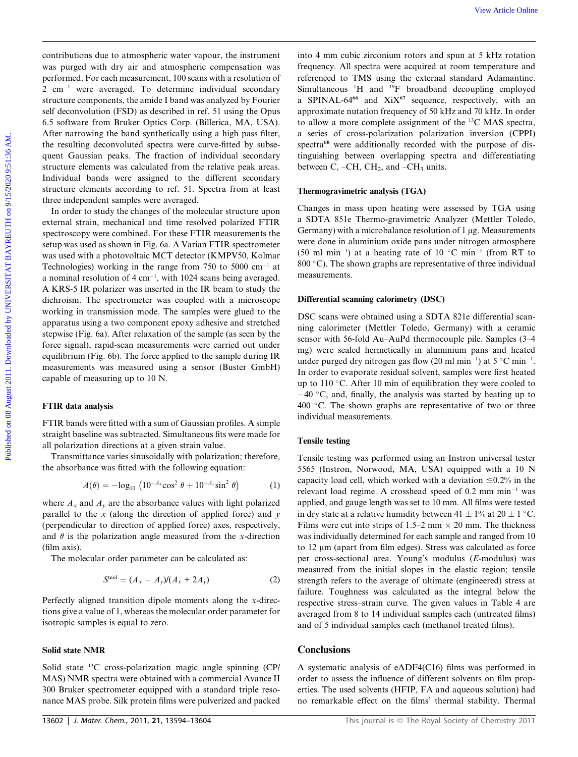contributions due to atmospheric water vapour, the instrument was purged with dry air and atmospheric compensation was performed. For each measurement, 100 scans with a resolution of 2 $cm^{-1}$ were averaged. To determine individual secondary structure components, the amide I band was analyzed by Fourier self deconvolution (FSD) as described in ref. 51 using the Opus 6.5 software from Bruker Optics Corp. (Billerica, MA, USA). After narrowing the band synthetically using a high pass filter, the resulting deconvoluted spectra were curve-fitted by subsequent Gaussian peaks. The fraction of individual secondary structure elements was calculated from the relative peak areas. Individual bands were assigned to the different secondary structure elements according to ref. 51. Spectra from at least three independent samples were averaged.

In order to study the changes of the molecular structure upon external strain, mechanical and time resolved polarized FTIR spectroscopy were combined. For these FTIR measurements the setup was used as shown in Fig. 6a. A Varian FTIR spectrometer was used with a photovoltaic MCT detector (KMPV50, Kolmar Technologies) working in the range from 750 to 5000 $cm^{-1}$ at a nominal resolution of 4 $cm^{-1}$, with 1024 scans being averaged. A KRS-5 IR polarizer was inserted in the IR beam to study the dichroism. The spectrometer was coupled with a microscope working in transmission mode. The samples were glued to the apparatus using a two component epoxy adhesive and stretched stepwise (Fig. 6a). After relaxation of the sample (as seen by the force signal), rapid-scan measurements were carried out under equilibrium (Fig. 6b). The force applied to the sample during IR measurements was measured using a sensor (Buster GmbH) capable of measuring up to 10 N.

### FTIR data analysis

FTIR bands were fitted with a sum of Gaussian profiles. A simple straight baseline was subtracted. Simultaneous fits were made for all polarization directions at a given strain value.

Transmittance varies sinusoidally with polarization; therefore, the absorbance was fitted with the following equation:

$$A(\theta) = -\log_{10}\left(10^{-A_x}\cos^2\theta + 10^{-A_y}\sin^2\theta\right) \quad (1)$$

where $A_x$ and $A_y$ are the absorbance values with light polarized parallel to the $x$ (along the direction of applied force) and $y$ (perpendicular to direction of applied force) axes, respectively, and $\theta$ is the polarization angle measured from the $x$-direction (film axis).

The molecular order parameter can be calculated as:

$$S^{mol} = (A_x - A_y)/(A_x + 2A_y) \quad (2)$$

Perfectly aligned transition dipole moments along the $x$-directions give a value of 1, whereas the molecular order parameter for isotropic samples is equal to zero.

### Solid state NMR

Solid state $^{13}C$ cross-polarization magic angle spinning (CP/MAS) NMR spectra were obtained with a commercial Avance II 300 Bruker spectrometer equipped with a standard triple resonance MAS probe. Silk protein films were pulverized and packed into 4 mm cubic zirconium rotors and spun at 5 kHz rotation frequency. All spectra were acquired at room temperature and referenced to TMS using the external standard Adamantine. Simultaneous $^{1}H$ and $^{19}F$ broadband decoupling employed a SPINAL-64[66] and XiX[67] sequence, respectively, with an approximate nutation frequency of 50 kHz and 70 kHz. In order to allow a more complete assignment of the $^{13}C$ MAS spectra, a series of cross-polarization polarization inversion (CPPI) spectra[68] were additionally recorded with the purpose of distinguishing between overlapping spectra and differentiating between C, –CH, $CH_2$, and $–CH_3$ units.

### Thermogravimetric analysis (TGA)

Changes in mass upon heating were assessed by TGA using a SDTA 851e Thermo-gravimetric Analyzer (Mettler Toledo, Germany) with a microbalance resolution of 1 μg. Measurements were done in aluminium oxide pans under nitrogen atmosphere (50 ml $min^{-1}$) at a heating rate of 10 °C $min^{-1}$ (from RT to 800 °C). The shown graphs are representative of three individual measurements.

### Differential scanning calorimetry (DSC)

DSC scans were obtained using a SDTA 821e differential scanning calorimeter (Mettler Toledo, Germany) with a ceramic sensor with 56-fold Au–AuPd thermocouple pile. Samples (3–4 mg) were sealed hermetically in aluminium pans and heated under purged dry nitrogen gas flow (20 ml $min^{-1}$) at 5 °C $min^{-1}$. In order to evaporate residual solvent, samples were first heated up to 110 °C. After 10 min of equilibration they were cooled to −40 °C, and, finally, the analysis was started by heating up to 400 °C. The shown graphs are representative of two or three individual measurements.

### Tensile testing

Tensile testing was performed using an Instron universal tester 5565 (Instron, Norwood, MA, USA) equipped with a 10 N capacity load cell, which worked with a deviation ≤0.2% in the relevant load regime. A crosshead speed of 0.2 mm $min^{-1}$ was applied, and gauge length was set to 10 mm. All films were tested in dry state at a relative humidity between 41 ± 1% at 20 ± 1 °C. Films were cut into strips of 1.5–2 mm × 20 mm. The thickness was individually determined for each sample and ranged from 10 to 12 μm (apart from film edges). Stress was calculated as force per cross-sectional area. Young's modulus ($E$-modulus) was measured from the initial slopes in the elastic region; tensile strength refers to the average of ultimate (engineered) stress at failure. Toughness was calculated as the integral below the respective stress–strain curve. The given values in Table 4 are averaged from 8 to 14 individual samples each (untreated films) and of 5 individual samples each (methanol treated films).

## Conclusions

A systematic analysis of eADF4(C16) films was performed in order to assess the influence of different solvents on film properties. The used solvents (HFIP, FA and aqueous solution) had no remarkable effect on the films' thermal stability. Thermal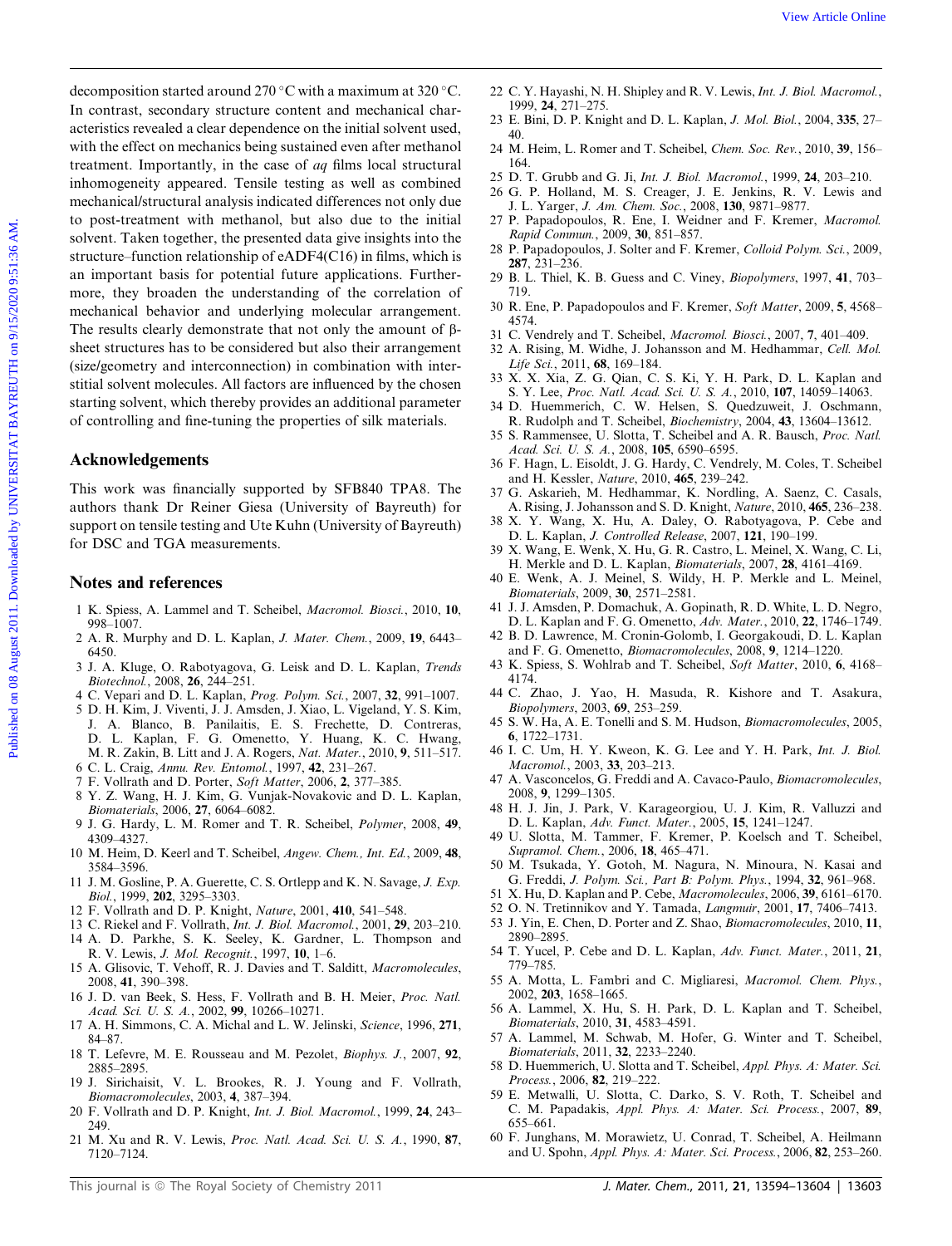decomposition started around 270 °C with a maximum at 320 °C. In contrast, secondary structure content and mechanical characteristics revealed a clear dependence on the initial solvent used, with the effect on mechanics being sustained even after methanol treatment. Importantly, in the case of *aq* films local structural inhomogeneity appeared. Tensile testing as well as combined mechanical/structural analysis indicated differences not only due to post-treatment with methanol, but also due to the initial solvent. Taken together, the presented data give insights into the structure–function relationship of eADF4(C16) in films, which is an important basis for potential future applications. Furthermore, they broaden the understanding of the correlation of mechanical behavior and underlying molecular arrangement. The results clearly demonstrate that not only the amount of β-sheet structures has to be considered but also their arrangement (size/geometry and interconnection) in combination with interstitial solvent molecules. All factors are influenced by the chosen starting solvent, which thereby provides an additional parameter of controlling and fine-tuning the properties of silk materials.

## Acknowledgements

This work was financially supported by SFB840 TPA8. The authors thank Dr Reiner Giesa (University of Bayreuth) for support on tensile testing and Ute Kuhn (University of Bayreuth) for DSC and TGA measurements.

## Notes and references

1 K. Spiess, A. Lammel and T. Scheibel, *Macromol. Biosci.*, 2010, **10**, 998–1007.
2 A. R. Murphy and D. L. Kaplan, *J. Mater. Chem.*, 2009, **19**, 6443–6450.
3 J. A. Kluge, O. Rabotyagova, G. Leisk and D. L. Kaplan, *Trends Biotechnol.*, 2008, **26**, 244–251.
4 C. Vepari and D. L. Kaplan, *Prog. Polym. Sci.*, 2007, **32**, 991–1007.
5 D. H. Kim, J. Viventi, J. J. Amsden, J. Xiao, L. Vigeland, Y. S. Kim, J. A. Blanco, B. Panilaitis, E. S. Frechette, D. Contreras, D. L. Kaplan, F. G. Omenetto, Y. Huang, K. C. Hwang, M. R. Zakin, B. Litt and J. A. Rogers, *Nat. Mater.*, 2010, **9**, 511–517.
6 C. L. Craig, *Annu. Rev. Entomol.*, 1997, **42**, 231–267.
7 F. Vollrath and D. Porter, *Soft Matter*, 2006, **2**, 377–385.
8 Y. Z. Wang, H. J. Kim, G. Vunjak-Novakovic and D. L. Kaplan, *Biomaterials*, 2006, **27**, 6064–6082.
9 J. G. Hardy, L. M. Romer and T. R. Scheibel, *Polymer*, 2008, **49**, 4309–4327.
10 M. Heim, D. Keerl and T. Scheibel, *Angew. Chem., Int. Ed.*, 2009, **48**, 3584–3596.
11 J. M. Gosline, P. A. Guerette, C. S. Ortlepp and K. N. Savage, *J. Exp. Biol.*, 1999, **202**, 3295–3303.
12 F. Vollrath and D. P. Knight, *Nature*, 2001, **410**, 541–548.
13 C. Riekel and F. Vollrath, *Int. J. Biol. Macromol.*, 2001, **29**, 203–210.
14 A. D. Parkhe, S. K. Seeley, K. Gardner, L. Thompson and R. V. Lewis, *J. Mol. Recognit.*, 1997, **10**, 1–6.
15 A. Glisovic, T. Vehoff, R. J. Davies and T. Salditt, *Macromolecules*, 2008, **41**, 390–398.
16 J. D. van Beek, S. Hess, F. Vollrath and B. H. Meier, *Proc. Natl. Acad. Sci. U. S. A.*, 2002, **99**, 10266–10271.
17 A. H. Simmons, C. A. Michal and L. W. Jelinski, *Science*, 1996, **271**, 84–87.
18 T. Lefevre, M. E. Rousseau and M. Pezolet, *Biophys. J.*, 2007, **92**, 2885–2895.
19 J. Sirichaisit, V. L. Brookes, R. J. Young and F. Vollrath, *Biomacromolecules*, 2003, **4**, 387–394.
20 F. Vollrath and D. P. Knight, *Int. J. Biol. Macromol.*, 1999, **24**, 243–249.
21 M. Xu and R. V. Lewis, *Proc. Natl. Acad. Sci. U. S. A.*, 1990, **87**, 7120–7124.
22 C. Y. Hayashi, N. H. Shipley and R. V. Lewis, *Int. J. Biol. Macromol.*, 1999, **24**, 271–275.
23 E. Bini, D. P. Knight and D. L. Kaplan, *J. Mol. Biol.*, 2004, **335**, 27–40.
24 M. Heim, L. Romer and T. Scheibel, *Chem. Soc. Rev.*, 2010, **39**, 156–164.
25 D. T. Grubb and G. Ji, *Int. J. Biol. Macromol.*, 1999, **24**, 203–210.
26 G. P. Holland, M. S. Creager, J. E. Jenkins, R. V. Lewis and J. L. Yarger, *J. Am. Chem. Soc.*, 2008, **130**, 9871–9877.
27 P. Papadopoulos, R. Ene, I. Weidner and F. Kremer, *Macromol. Rapid Commun.*, 2009, **30**, 851–857.
28 P. Papadopoulos, J. Solter and F. Kremer, *Colloid Polym. Sci.*, 2009, **287**, 231–236.
29 B. L. Thiel, K. B. Guess and C. Viney, *Biopolymers*, 1997, **41**, 703–719.
30 R. Ene, P. Papadopoulos and F. Kremer, *Soft Matter*, 2009, **5**, 4568–4574.
31 C. Vendrely and T. Scheibel, *Macromol. Biosci.*, 2007, **7**, 401–409.
32 A. Rising, M. Widhe, J. Johansson and M. Hedhammar, *Cell. Mol. Life Sci.*, 2011, **68**, 169–184.
33 X. X. Xia, Z. G. Qian, C. S. Ki, Y. H. Park, D. L. Kaplan and S. Y. Lee, *Proc. Natl. Acad. Sci. U. S. A.*, 2010, **107**, 14059–14063.
34 D. Huemmerich, C. W. Helsen, S. Quedzuweit, J. Oschmann, R. Rudolph and T. Scheibel, *Biochemistry*, 2004, **43**, 13604–13612.
35 S. Rammensee, U. Slotta, T. Scheibel and A. R. Bausch, *Proc. Natl. Acad. Sci. U. S. A.*, 2008, **105**, 6590–6595.
36 F. Hagn, L. Eisoldt, J. G. Hardy, C. Vendrely, M. Coles, T. Scheibel and H. Kessler, *Nature*, 2010, **465**, 239–242.
37 G. Askarieh, M. Hedhammar, K. Nordling, A. Saenz, C. Casals, A. Rising, J. Johansson and S. D. Knight, *Nature*, 2010, **465**, 236–238.
38 X. Y. Wang, X. Hu, A. Daley, O. Rabotyagova, P. Cebe and D. L. Kaplan, *J. Controlled Release*, 2007, **121**, 190–199.
39 X. Wang, E. Wenk, X. Hu, G. R. Castro, L. Meinel, X. Wang, C. Li, H. Merkle and D. L. Kaplan, *Biomaterials*, 2007, **28**, 4161–4169.
40 E. Wenk, A. J. Meinel, S. Wildy, H. P. Merkle and L. Meinel, *Biomaterials*, 2009, **30**, 2571–2581.
41 J. J. Amsden, P. Domachuk, A. Gopinath, R. D. White, L. D. Negro, D. L. Kaplan and F. G. Omenetto, *Adv. Mater.*, 2010, **22**, 1746–1749.
42 B. D. Lawrence, M. Cronin-Golomb, I. Georgakoudi, D. L. Kaplan and F. G. Omenetto, *Biomacromolecules*, 2008, **9**, 1214–1220.
43 K. Spiess, S. Wohlrab and T. Scheibel, *Soft Matter*, 2010, **6**, 4168–4174.
44 C. Zhao, J. Yao, H. Masuda, R. Kishore and T. Asakura, *Biopolymers*, 2003, **69**, 253–259.
45 S. W. Ha, A. E. Tonelli and S. M. Hudson, *Biomacromolecules*, 2005, **6**, 1722–1731.
46 I. C. Um, H. Y. Kweon, K. G. Lee and Y. H. Park, *Int. J. Biol. Macromol.*, 2003, **33**, 203–213.
47 A. Vasconcelos, G. Freddi and A. Cavaco-Paulo, *Biomacromolecules*, 2008, **9**, 1299–1305.
48 H. J. Jin, J. Park, V. Karageorgiou, U. J. Kim, R. Valluzzi and D. L. Kaplan, *Adv. Funct. Mater.*, 2005, **15**, 1241–1247.
49 U. Slotta, M. Tammer, F. Kremer, P. Koelsch and T. Scheibel, *Supramol. Chem.*, 2006, **18**, 465–471.
50 M. Tsukada, Y. Gotoh, M. Nagura, N. Minoura, N. Kasai and G. Freddi, *J. Polym. Sci., Part B: Polym. Phys.*, 1994, **32**, 961–968.
51 X. Hu, D. Kaplan and P. Cebe, *Macromolecules*, 2006, **39**, 6161–6170.
52 O. N. Tretinnikov and Y. Tamada, *Langmuir*, 2001, **17**, 7406–7413.
53 J. Yin, E. Chen, D. Porter and Z. Shao, *Biomacromolecules*, 2010, **11**, 2890–2895.
54 T. Yucel, P. Cebe and D. L. Kaplan, *Adv. Funct. Mater.*, 2011, **21**, 779–785.
55 A. Motta, L. Fambri and C. Migliaresi, *Macromol. Chem. Phys.*, 2002, **203**, 1658–1665.
56 A. Lammel, X. Hu, S. H. Park, D. L. Kaplan and T. Scheibel, *Biomaterials*, 2010, **31**, 4583–4591.
57 A. Lammel, M. Schwab, M. Hofer, G. Winter and T. Scheibel, *Biomaterials*, 2011, **32**, 2233–2240.
58 D. Huemmerich, U. Slotta and T. Scheibel, *Appl. Phys. A: Mater. Sci. Process.*, 2006, **82**, 219–222.
59 E. Metwalli, U. Slotta, C. Darko, S. V. Roth, T. Scheibel and C. M. Papadakis, *Appl. Phys. A: Mater. Sci. Process.*, 2007, **89**, 655–661.
60 F. Junghans, M. Morawietz, U. Conrad, T. Scheibel, A. Heilmann and U. Spohn, *Appl. Phys. A: Mater. Sci. Process.*, 2006, **82**, 253–260.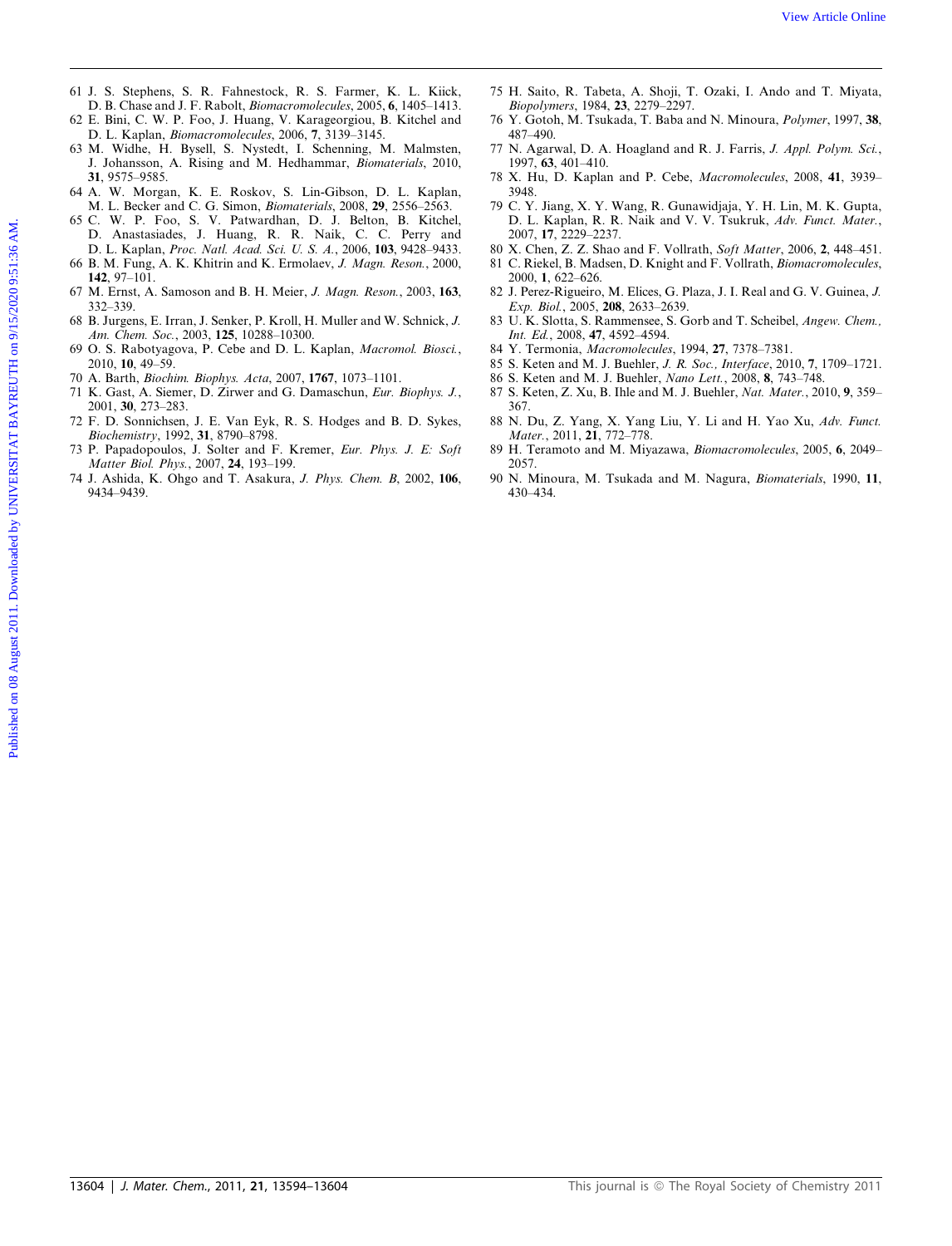61 J. S. Stephens, S. R. Fahnestock, R. S. Farmer, K. L. Kiick, D. B. Chase and J. F. Rabolt, *Biomacromolecules*, 2005, **6**, 1405–1413.

62 E. Bini, C. W. P. Foo, J. Huang, V. Karageorgiou, B. Kitchel and D. L. Kaplan, *Biomacromolecules*, 2006, **7**, 3139–3145.

63 M. Widhe, H. Bysell, S. Nystedt, I. Schenning, M. Malmsten, J. Johansson, A. Rising and M. Hedhammar, *Biomaterials*, 2010, **31**, 9575–9585.

64 A. W. Morgan, K. E. Roskov, S. Lin-Gibson, D. L. Kaplan, M. L. Becker and C. G. Simon, *Biomaterials*, 2008, **29**, 2556–2563.

65 C. W. P. Foo, S. V. Patwardhan, D. J. Belton, B. Kitchel, D. Anastasiades, J. Huang, R. R. Naik, C. C. Perry and D. L. Kaplan, *Proc. Natl. Acad. Sci. U. S. A.*, 2006, **103**, 9428–9433.

66 B. M. Fung, A. K. Khitrin and K. Ermolaev, *J. Magn. Reson.*, 2000, **142**, 97–101.

67 M. Ernst, A. Samoson and B. H. Meier, *J. Magn. Reson.*, 2003, **163**, 332–339.

68 B. Jurgens, E. Irran, J. Senker, P. Kroll, H. Muller and W. Schnick, *J. Am. Chem. Soc.*, 2003, **125**, 10288–10300.

69 O. S. Rabotyagova, P. Cebe and D. L. Kaplan, *Macromol. Biosci.*, 2010, **10**, 49–59.

70 A. Barth, *Biochim. Biophys. Acta*, 2007, **1767**, 1073–1101.

71 K. Gast, A. Siemer, D. Zirwer and G. Damaschun, *Eur. Biophys. J.*, 2001, **30**, 273–283.

72 F. D. Sonnichsen, J. E. Van Eyk, R. S. Hodges and B. D. Sykes, *Biochemistry*, 1992, **31**, 8790–8798.

73 P. Papadopoulos, J. Solter and F. Kremer, *Eur. Phys. J. E: Soft Matter Biol. Phys.*, 2007, **24**, 193–199.

74 J. Ashida, K. Ohgo and T. Asakura, *J. Phys. Chem. B*, 2002, **106**, 9434–9439.

75 H. Saito, R. Tabeta, A. Shoji, T. Ozaki, I. Ando and T. Miyata, *Biopolymers*, 1984, **23**, 2279–2297.

76 Y. Gotoh, M. Tsukada, T. Baba and N. Minoura, *Polymer*, 1997, **38**, 487–490.

77 N. Agarwal, D. A. Hoagland and R. J. Farris, *J. Appl. Polym. Sci.*, 1997, **63**, 401–410.

78 X. Hu, D. Kaplan and P. Cebe, *Macromolecules*, 2008, **41**, 3939–3948.

79 C. Y. Jiang, X. Y. Wang, R. Gunawidjaja, Y. H. Lin, M. K. Gupta, D. L. Kaplan, R. R. Naik and V. V. Tsukruk, *Adv. Funct. Mater.*, 2007, **17**, 2229–2237.

80 X. Chen, Z. Z. Shao and F. Vollrath, *Soft Matter*, 2006, **2**, 448–451.

81 C. Riekel, B. Madsen, D. Knight and F. Vollrath, *Biomacromolecules*, 2000, **1**, 622–626.

82 J. Perez-Rigueiro, M. Elices, G. Plaza, J. I. Real and G. V. Guinea, *J. Exp. Biol.*, 2005, **208**, 2633–2639.

83 U. K. Slotta, S. Rammensee, S. Gorb and T. Scheibel, *Angew. Chem., Int. Ed.*, 2008, **47**, 4592–4594.

84 Y. Termonia, *Macromolecules*, 1994, **27**, 7378–7381.

85 S. Keten and M. J. Buehler, *J. R. Soc., Interface*, 2010, **7**, 1709–1721.

86 S. Keten and M. J. Buehler, *Nano Lett.*, 2008, **8**, 743–748.

87 S. Keten, Z. Xu, B. Ihle and M. J. Buehler, *Nat. Mater.*, 2010, **9**, 359–367.

88 N. Du, Z. Yang, X. Yang Liu, Y. Li and H. Yao Xu, *Adv. Funct. Mater.*, 2011, **21**, 772–778.

89 H. Teramoto and M. Miyazawa, *Biomacromolecules*, 2005, **6**, 2049–2057.

90 N. Minoura, M. Tsukada and M. Nagura, *Biomaterials*, 1990, **11**, 430–434.